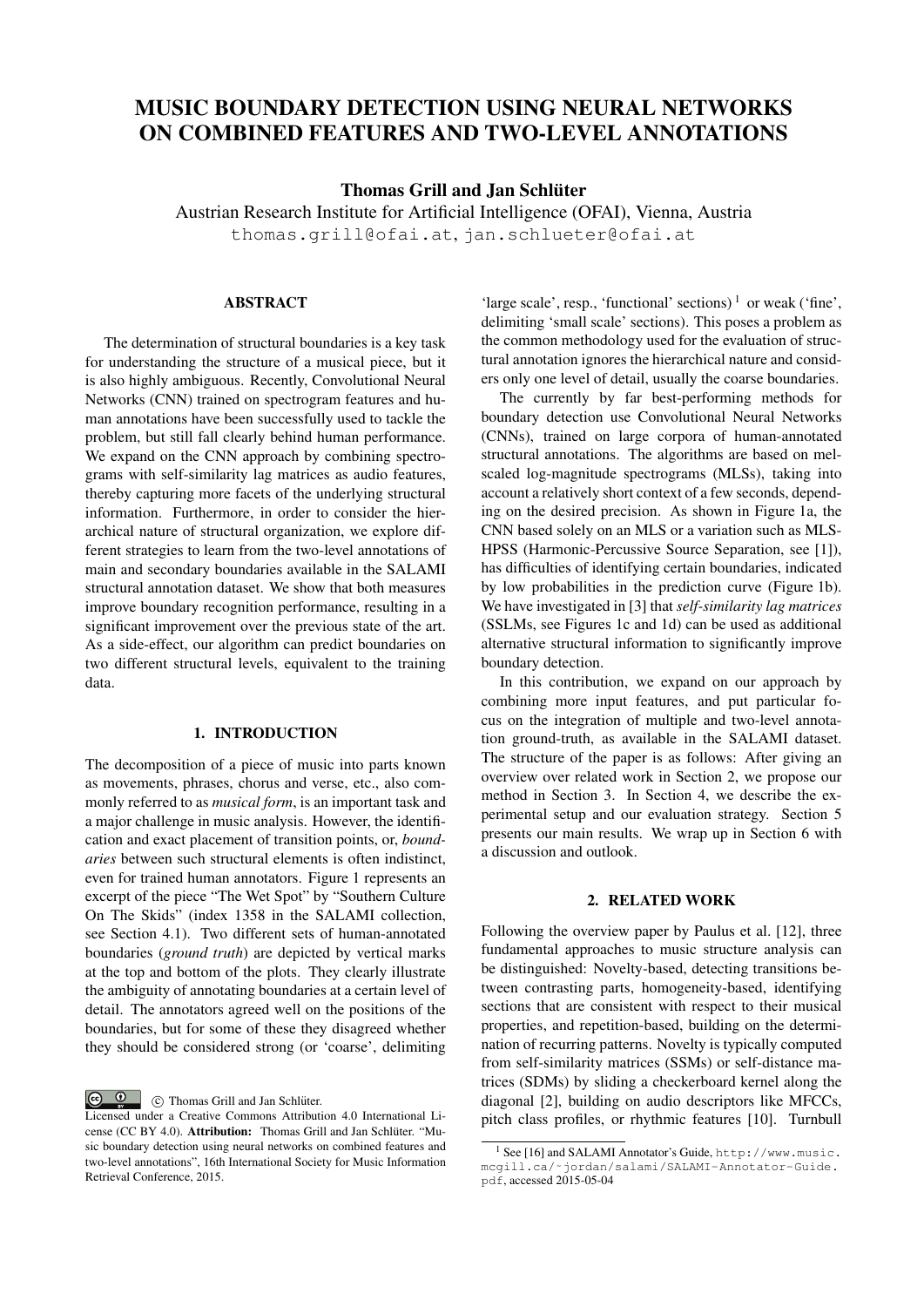# MUSIC BOUNDARY DETECTION USING NEURAL NETWORKS ON COMBINED FEATURES AND TWO-LEVEL ANNOTATIONS

**Thomas Grill and Jan Schlüter**

Austrian Research Institute for Artificial Intelligence (OFAI), Vienna, Austria

thomas.grill@ofai.at, jan.schlueter@ofai.at

## ABSTRACT

The determination of structural boundaries is a key task for understanding the structure of a musical piece, but it is also highly ambiguous. Recently, Convolutional Neural Networks (CNN) trained on spectrogram features and human annotations have been successfully used to tackle the problem, but still fall clearly behind human performance. We expand on the CNN approach by combining spectrograms with self-similarity lag matrices as audio features, thereby capturing more facets of the underlying structural information. Furthermore, in order to consider the hierarchical nature of structural organization, we explore different strategies to learn from the two-level annotations of main and secondary boundaries available in the SALAMI structural annotation dataset. We show that both measures improve boundary recognition performance, resulting in a significant improvement over the previous state of the art. As a side-effect, our algorithm can predict boundaries on two different structural levels, equivalent to the training data.

## 1. INTRODUCTION

The decomposition of a piece of music into parts known as movements, phrases, chorus and verse, etc., also commonly referred to as *musical form*, is an important task and a major challenge in music analysis. However, the identification and exact placement of transition points, or, *boundaries* between such structural elements is often indistinct, even for trained human annotators. Figure 1 represents an excerpt of the piece "The Wet Spot" by "Southern Culture On The Skids" (index 1358 in the SALAMI collection, see Section 4.1). Two different sets of human-annotated boundaries (*ground truth*) are depicted by vertical marks at the top and bottom of the plots. They clearly illustrate the ambiguity of annotating boundaries at a certain level of detail. The annotators agreed well on the positions of the boundaries, but for some of these they disagreed whether they should be considered strong (or 'coarse', delimiting 'large scale', resp., 'functional' sections) [1] or weak ('fine', delimiting 'small scale' sections). This poses a problem as the common methodology used for the evaluation of structural annotation ignores the hierarchical nature and considers only one level of detail, usually the coarse boundaries.

The currently by far best-performing methods for boundary detection use Convolutional Neural Networks (CNNs), trained on large corpora of human-annotated structural annotations. The algorithms are based on mel-scaled log-magnitude spectrograms (MLSs), taking into account a relatively short context of a few seconds, depending on the desired precision. As shown in Figure 1a, the CNN based solely on an MLS or a variation such as MLS-HPSS (Harmonic-Percussive Source Separation, see [1]), has difficulties of identifying certain boundaries, indicated by low probabilities in the prediction curve (Figure 1b). We have investigated in [3] that *self-similarity lag matrices* (SSLMs, see Figures 1c and 1d) can be used as additional alternative structural information to significantly improve boundary detection.

In this contribution, we expand on our approach by combining more input features, and put particular focus on the integration of multiple and two-level annotation ground-truth, as available in the SALAMI dataset. The structure of the paper is as follows: After giving an overview over related work in Section 2, we propose our method in Section 3. In Section 4, we describe the experimental setup and our evaluation strategy. Section 5 presents our main results. We wrap up in Section 6 with a discussion and outlook.

## 2. RELATED WORK

Following the overview paper by Paulus et al. [12], three fundamental approaches to music structure analysis can be distinguished: Novelty-based, detecting transitions between contrasting parts, homogeneity-based, identifying sections that are consistent with respect to their musical properties, and repetition-based, building on the determination of recurring patterns. Novelty is typically computed from self-similarity matrices (SSMs) or self-distance matrices (SDMs) by sliding a checkerboard kernel along the diagonal [2], building on audio descriptors like MFCCs, pitch class profiles, or rhythmic features [10]. Turnbull

---

© Thomas Grill and Jan Schlüter. Licensed under a Creative Commons Attribution 4.0 International License (CC BY 4.0). **Attribution:** Thomas Grill and Jan Schlüter. "Music boundary detection using neural networks on combined features and two-level annotations", 16th International Society for Music Information Retrieval Conference, 2015.

[1] See [16] and SALAMI Annotator's Guide, http://www.music.mcgill.ca/~jordan/salami/SALAMI-Annotator-Guide.pdf, accessed 2015-05-04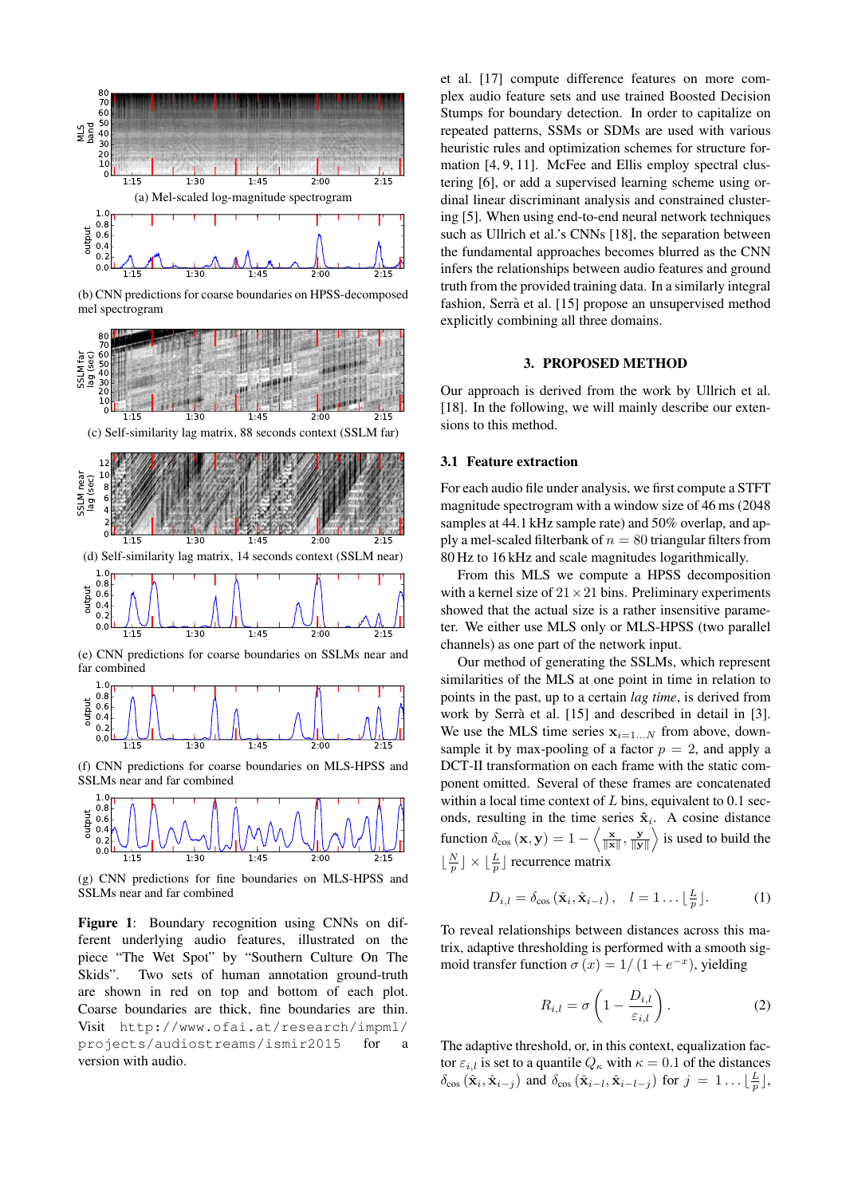(a) Mel-scaled log-magnitude spectrogram

(b) CNN predictions for coarse boundaries on HPSS-decomposed mel spectrogram

(c) Self-similarity lag matrix, 88 seconds context (SSLM far)

(d) Self-similarity lag matrix, 14 seconds context (SSLM near)

(e) CNN predictions for coarse boundaries on SSLMs near and far combined

(f) CNN predictions for coarse boundaries on MLS-HPSS and SSLMs near and far combined

(g) CNN predictions for fine boundaries on MLS-HPSS and SSLMs near and far combined

**Figure 1**: Boundary recognition using CNNs on different underlying audio features, illustrated on the piece "The Wet Spot" by "Southern Culture On The Skids". Two sets of human annotation ground-truth are shown in red on top and bottom of each plot. Coarse boundaries are thick, fine boundaries are thin. Visit `http://www.ofai.at/research/impml/projects/audiostreams/ismir2015` for a version with audio.

et al. [17] compute difference features on more complex audio feature sets and use trained Boosted Decision Stumps for boundary detection. In order to capitalize on repeated patterns, SSMs or SDMs are used with various heuristic rules and optimization schemes for structure formation [4, 9, 11]. McFee and Ellis employ spectral clustering [6], or add a supervised learning scheme using ordinal linear discriminant analysis and constrained clustering [5]. When using end-to-end neural network techniques such as Ullrich et al.'s CNNs [18], the separation between the fundamental approaches becomes blurred as the CNN infers the relationships between audio features and ground truth from the provided training data. In a similarly integral fashion, Serrà et al. [15] propose an unsupervised method explicitly combining all three domains.

## 3. PROPOSED METHOD

Our approach is derived from the work by Ullrich et al. [18]. In the following, we will mainly describe our extensions to this method.

### 3.1 Feature extraction

For each audio file under analysis, we first compute a STFT magnitude spectrogram with a window size of 46 ms (2048 samples at 44.1 kHz sample rate) and 50% overlap, and apply a mel-scaled filterbank of $n = 80$ triangular filters from 80 Hz to 16 kHz and scale magnitudes logarithmically.

From this MLS we compute a HPSS decomposition with a kernel size of $21 \times 21$ bins. Preliminary experiments showed that the actual size is a rather insensitive parameter. We either use MLS only or MLS-HPSS (two parallel channels) as one part of the network input.

Our method of generating the SSLMs, which represent similarities of the MLS at one point in time in relation to points in the past, up to a certain *lag time*, is derived from work by Serrà et al. [15] and described in detail in [3]. We use the MLS time series $\mathbf{x}_{i=1...N}$ from above, downsample it by max-pooling of a factor $p = 2$, and apply a DCT-II transformation on each frame with the static component omitted. Several of these frames are concatenated within a local time context of $L$ bins, equivalent to 0.1 seconds, resulting in the time series $\hat{\mathbf{x}}_i$. A cosine distance function $\delta_{\cos}(\mathbf{x}, \mathbf{y}) = 1 - \left\langle \frac{\mathbf{x}}{\|\mathbf{x}\|}, \frac{\mathbf{y}}{\|\mathbf{y}\|} \right\rangle$ is used to build the $\lfloor \frac{N}{p} \rfloor \times \lfloor \frac{L}{p} \rfloor$ recurrence matrix

$$D_{i,l} = \delta_{\cos}(\hat{\mathbf{x}}_i, \hat{\mathbf{x}}_{i-l}), \quad l = 1 \ldots \lfloor \tfrac{L}{p} \rfloor. \tag{1}$$

To reveal relationships between distances across this matrix, adaptive thresholding is performed with a smooth sigmoid transfer function $\sigma(x) = 1/(1 + e^{-x})$, yielding

$$R_{i,l} = \sigma\left(1 - \frac{D_{i,l}}{\varepsilon_{i,l}}\right). \tag{2}$$

The adaptive threshold, or, in this context, equalization factor $\varepsilon_{i,l}$ is set to a quantile $Q_\kappa$ with $\kappa = 0.1$ of the distances $\delta_{\cos}(\hat{\mathbf{x}}_i, \hat{\mathbf{x}}_{i-j})$ and $\delta_{\cos}(\hat{\mathbf{x}}_{i-l}, \hat{\mathbf{x}}_{i-l-j})$ for $j = 1 \ldots \lfloor \frac{L}{p} \rfloor$,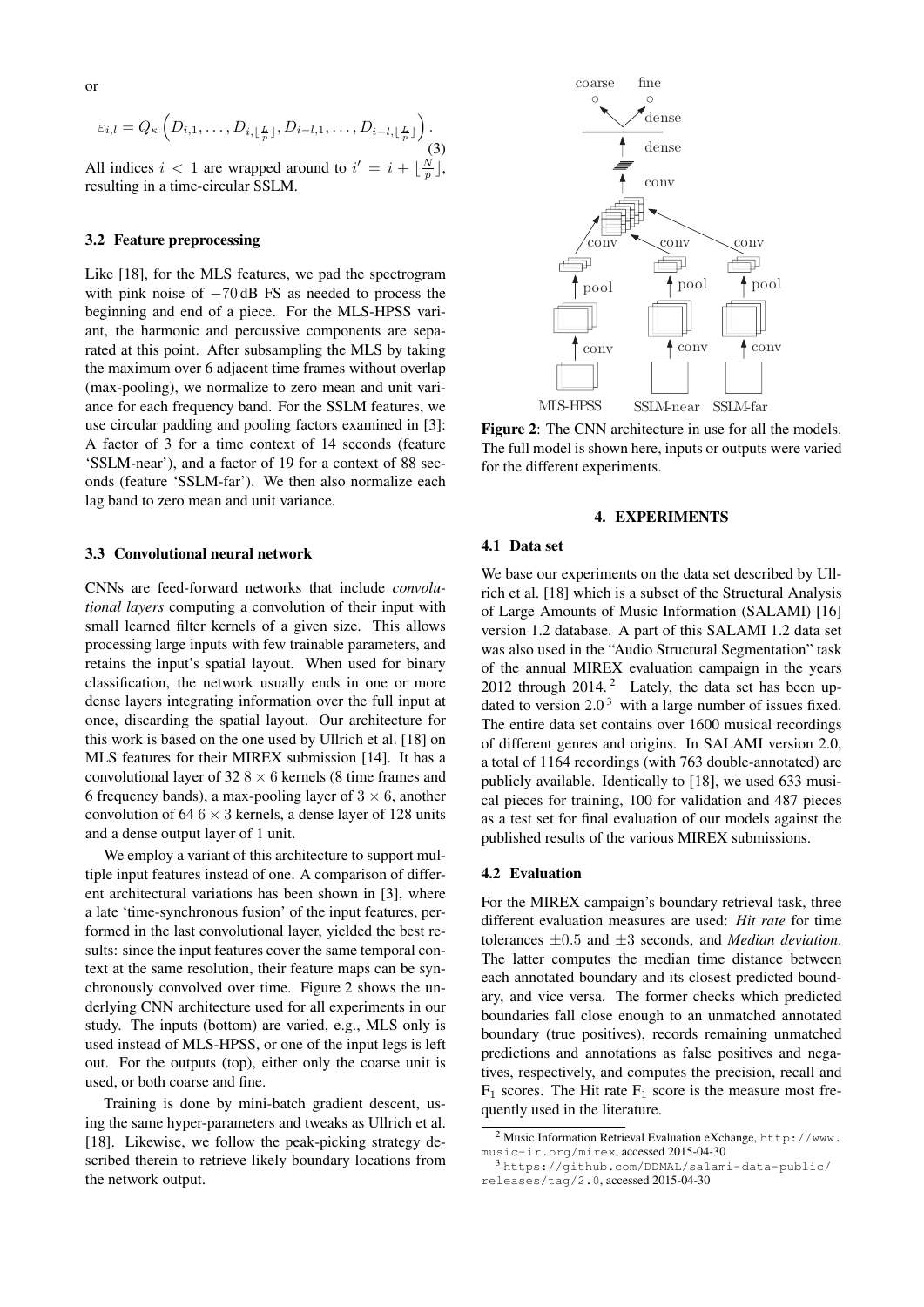or

$$\varepsilon_{i,l} = Q_\kappa \left( D_{i,1}, \ldots, D_{i,\lfloor \frac{L}{p} \rfloor}, D_{i-l,1}, \ldots, D_{i-l,\lfloor \frac{L}{p} \rfloor} \right). \tag{3}$$

All indices $i < 1$ are wrapped around to $i' = i + \lfloor \frac{N}{p} \rfloor$, resulting in a time-circular SSLM.

### 3.2 Feature preprocessing

Like [18], for the MLS features, we pad the spectrogram with pink noise of $-70$ dB FS as needed to process the beginning and end of a piece. For the MLS-HPSS variant, the harmonic and percussive components are separated at this point. After subsampling the MLS by taking the maximum over 6 adjacent time frames without overlap (max-pooling), we normalize to zero mean and unit variance for each frequency band. For the SSLM features, we use circular padding and pooling factors examined in [3]: A factor of 3 for a time context of 14 seconds (feature 'SSLM-near'), and a factor of 19 for a context of 88 seconds (feature 'SSLM-far'). We then also normalize each lag band to zero mean and unit variance.

### 3.3 Convolutional neural network

CNNs are feed-forward networks that include *convolutional layers* computing a convolution of their input with small learned filter kernels of a given size. This allows processing large inputs with few trainable parameters, and retains the input's spatial layout. When used for binary classification, the network usually ends in one or more dense layers integrating information over the full input at once, discarding the spatial layout. Our architecture for this work is based on the one used by Ullrich et al. [18] on MLS features for their MIREX submission [14]. It has a convolutional layer of 32 $8 \times 6$ kernels (8 time frames and 6 frequency bands), a max-pooling layer of $3 \times 6$, another convolution of 64 $6 \times 3$ kernels, a dense layer of 128 units and a dense output layer of 1 unit.

We employ a variant of this architecture to support multiple input features instead of one. A comparison of different architectural variations has been shown in [3], where a late 'time-synchronous fusion' of the input features, performed in the last convolutional layer, yielded the best results: since the input features cover the same temporal context at the same resolution, their feature maps can be synchronously convolved over time. Figure 2 shows the underlying CNN architecture used for all experiments in our study. The inputs (bottom) are varied, e.g., MLS only is used instead of MLS-HPSS, or one of the input legs is left out. For the outputs (top), either only the coarse unit is used, or both coarse and fine.

Training is done by mini-batch gradient descent, using the same hyper-parameters and tweaks as Ullrich et al. [18]. Likewise, we follow the peak-picking strategy described therein to retrieve likely boundary locations from the network output.

**Figure 2**: The CNN architecture in use for all the models. The full model is shown here, inputs or outputs were varied for the different experiments.

## 4. EXPERIMENTS

### 4.1 Data set

We base our experiments on the data set described by Ullrich et al. [18] which is a subset of the Structural Analysis of Large Amounts of Music Information (SALAMI) [16] version 1.2 database. A part of this SALAMI 1.2 data set was also used in the "Audio Structural Segmentation" task of the annual MIREX evaluation campaign in the years 2012 through 2014. [2] Lately, the data set has been updated to version 2.0 [3] with a large number of issues fixed. The entire data set contains over 1600 musical recordings of different genres and origins. In SALAMI version 2.0, a total of 1164 recordings (with 763 double-annotated) are publicly available. Identically to [18], we used 633 musical pieces for training, 100 for validation and 487 pieces as a test set for final evaluation of our models against the published results of the various MIREX submissions.

### 4.2 Evaluation

For the MIREX campaign's boundary retrieval task, three different evaluation measures are used: *Hit rate* for time tolerances $\pm 0.5$ and $\pm 3$ seconds, and *Median deviation*. The latter computes the median time distance between each annotated boundary and its closest predicted boundary, and vice versa. The former checks which predicted boundaries fall close enough to an unmatched annotated boundary (true positives), records remaining unmatched predictions and annotations as false positives and negatives, respectively, and computes the precision, recall and $F_1$ scores. The Hit rate $F_1$ score is the measure most frequently used in the literature.

[2] Music Information Retrieval Evaluation eXchange, http://www.music-ir.org/mirex, accessed 2015-04-30

[3] https://github.com/DDMAL/salami-data-public/releases/tag/2.0, accessed 2015-04-30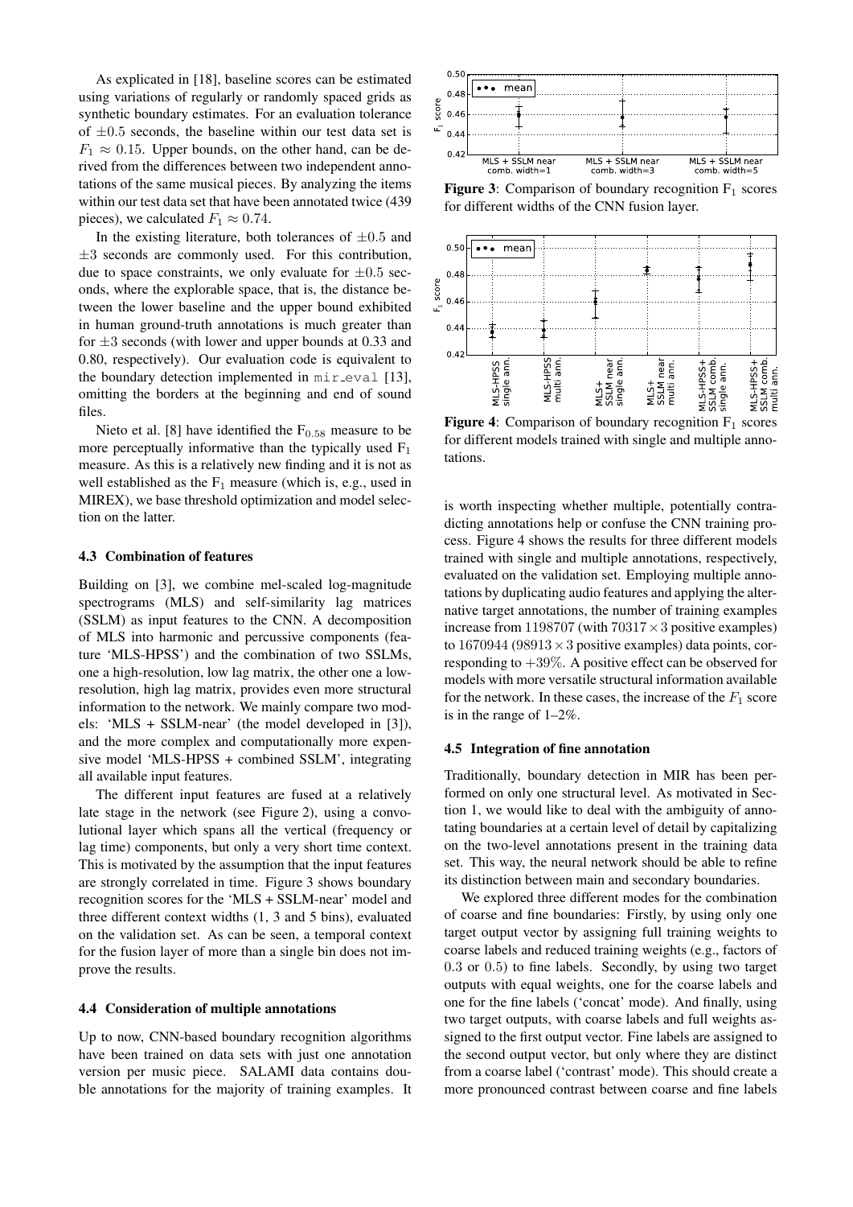As explicated in [18], baseline scores can be estimated using variations of regularly or randomly spaced grids as synthetic boundary estimates. For an evaluation tolerance of $\pm 0.5$ seconds, the baseline within our test data set is $F_1 \approx 0.15$. Upper bounds, on the other hand, can be derived from the differences between two independent annotations of the same musical pieces. By analyzing the items within our test data set that have been annotated twice (439 pieces), we calculated $F_1 \approx 0.74$.

In the existing literature, both tolerances of $\pm 0.5$ and $\pm 3$ seconds are commonly used. For this contribution, due to space constraints, we only evaluate for $\pm 0.5$ seconds, where the explorable space, that is, the distance between the lower baseline and the upper bound exhibited in human ground-truth annotations is much greater than for $\pm 3$ seconds (with lower and upper bounds at 0.33 and 0.80, respectively). Our evaluation code is equivalent to the boundary detection implemented in `mir_eval` [13], omitting the borders at the beginning and end of sound files.

Nieto et al. [8] have identified the $F_{0.58}$ measure to be more perceptually informative than the typically used $F_1$ measure. As this is a relatively new finding and it is not as well established as the $F_1$ measure (which is, e.g., used in MIREX), we base threshold optimization and model selection on the latter.

### 4.3 Combination of features

Building on [3], we combine mel-scaled log-magnitude spectrograms (MLS) and self-similarity lag matrices (SSLM) as input features to the CNN. A decomposition of MLS into harmonic and percussive components (feature 'MLS-HPSS') and the combination of two SSLMs, one a high-resolution, low lag matrix, the other one a low-resolution, high lag matrix, provides even more structural information to the network. We mainly compare two models: 'MLS + SSLM-near' (the model developed in [3]), and the more complex and computationally more expensive model 'MLS-HPSS + combined SSLM', integrating all available input features.

The different input features are fused at a relatively late stage in the network (see Figure 2), using a convolutional layer which spans all the vertical (frequency or lag time) components, but only a very short time context. This is motivated by the assumption that the input features are strongly correlated in time. Figure 3 shows boundary recognition scores for the 'MLS + SSLM-near' model and three different context widths (1, 3 and 5 bins), evaluated on the validation set. As can be seen, a temporal context for the fusion layer of more than a single bin does not improve the results.

**Figure 3**: Comparison of boundary recognition $F_1$ scores for different widths of the CNN fusion layer.

**Figure 4**: Comparison of boundary recognition $F_1$ scores for different models trained with single and multiple annotations.

### 4.4 Consideration of multiple annotations

Up to now, CNN-based boundary recognition algorithms have been trained on data sets with just one annotation version per music piece. SALAMI data contains double annotations for the majority of training examples. It is worth inspecting whether multiple, potentially contradicting annotations help or confuse the CNN training process. Figure 4 shows the results for three different models trained with single and multiple annotations, respectively, evaluated on the validation set. Employing multiple annotations by duplicating audio features and applying the alternative target annotations, the number of training examples increase from $1198707$ (with $70317 \times 3$ positive examples) to $1670944$ ($98913 \times 3$ positive examples) data points, corresponding to $+39\%$. A positive effect can be observed for models with more versatile structural information available for the network. In these cases, the increase of the $F_1$ score is in the range of 1–2%.

### 4.5 Integration of fine annotation

Traditionally, boundary detection in MIR has been performed on only one structural level. As motivated in Section 1, we would like to deal with the ambiguity of annotating boundaries at a certain level of detail by capitalizing on the two-level annotations present in the training data set. This way, the neural network should be able to refine its distinction between main and secondary boundaries.

We explored three different modes for the combination of coarse and fine boundaries: Firstly, by using only one target output vector by assigning full training weights to coarse labels and reduced training weights (e.g., factors of $0.3$ or $0.5$) to fine labels. Secondly, by using two target outputs with equal weights, one for the coarse labels and one for the fine labels ('concat' mode). And finally, using two target outputs, with coarse labels and full weights assigned to the first output vector. Fine labels are assigned to the second output vector, but only where they are distinct from a coarse label ('contrast' mode). This should create a more pronounced contrast between coarse and fine labels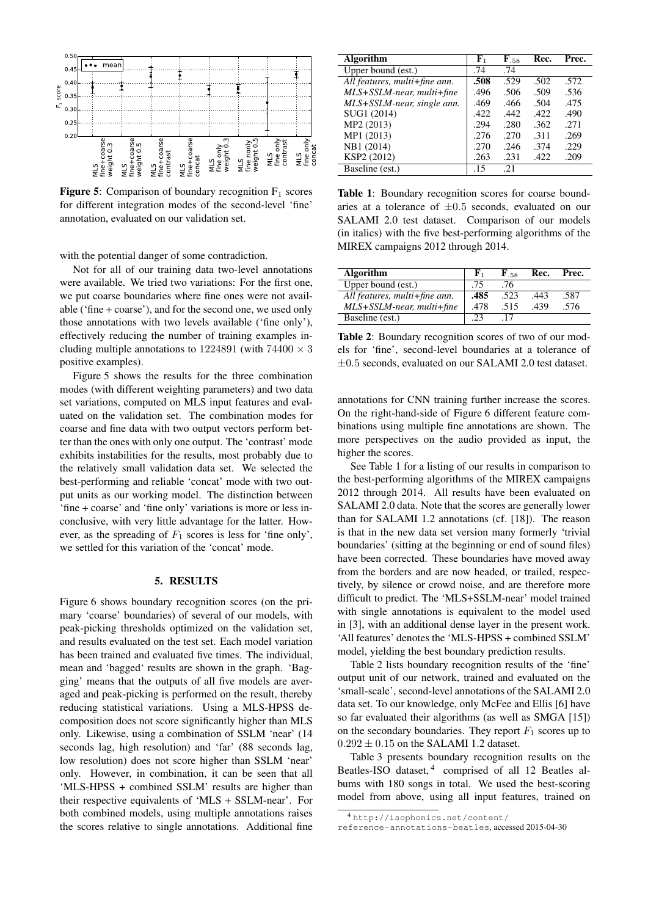**Figure 5**: Comparison of boundary recognition $F_1$ scores for different integration modes of the second-level 'fine' annotation, evaluated on our validation set.

with the potential danger of some contradiction.

Not for all of our training data two-level annotations were available. We tried two variations: For the first one, we put coarse boundaries where fine ones were not available ('fine + coarse'), and for the second one, we used only those annotations with two levels available ('fine only'), effectively reducing the number of training examples including multiple annotations to 1224891 (with $74400 \times 3$ positive examples).

Figure 5 shows the results for the three combination modes (with different weighting parameters) and two data set variations, computed on MLS input features and evaluated on the validation set. The combination modes for coarse and fine data with two output vectors perform better than the ones with only one output. The 'contrast' mode exhibits instabilities for the results, most probably due to the relatively small validation data set. We selected the best-performing and reliable 'concat' mode with two output units as our working model. The distinction between 'fine + coarse' and 'fine only' variations is more or less inconclusive, with very little advantage for the latter. However, as the spreading of $F_1$ scores is less for 'fine only', we settled for this variation of the 'concat' mode.

## 5. RESULTS

Figure 6 shows boundary recognition scores (on the primary 'coarse' boundaries) of several of our models, with peak-picking thresholds optimized on the validation set, and results evaluated on the test set. Each model variation has been trained and evaluated five times. The individual, mean and 'bagged' results are shown in the graph. 'Bagging' means that the outputs of all five models are averaged and peak-picking is performed on the result, thereby reducing statistical variations. Using a MLS-HPSS decomposition does not score significantly higher than MLS only. Likewise, using a combination of SSLM 'near' (14 seconds lag, high resolution) and 'far' (88 seconds lag, low resolution) does not score higher than SSLM 'near' only. However, in combination, it can be seen that all 'MLS-HPSS + combined SSLM' results are higher than their respective equivalents of 'MLS + SSLM-near'. For both combined models, using multiple annotations raises the scores relative to single annotations. Additional fine annotations for CNN training further increase the scores. On the right-hand-side of Figure 6 different feature combinations using multiple fine annotations are shown. The more perspectives on the audio provided as input, the higher the scores.

| Algorithm | $F_1$ | $F_{.58}$ | Rec. | Prec. |
|---|---|---|---|---|
| Upper bound (est.) | .74 | .74 | | |
| *All features, multi+fine ann.* | **.508** | .529 | .502 | .572 |
| *MLS+SSLM-near, multi+fine* | .496 | .506 | .509 | .536 |
| *MLS+SSLM-near, single ann.* | .469 | .466 | .504 | .475 |
| SUG1 (2014) | .422 | .442 | .422 | .490 |
| MP2 (2013) | .294 | .280 | .362 | .271 |
| MP1 (2013) | .276 | .270 | .311 | .269 |
| NB1 (2014) | .270 | .246 | .374 | .229 |
| KSP2 (2012) | .263 | .231 | .422 | .209 |
| Baseline (est.) | .15 | .21 | | |

**Table 1**: Boundary recognition scores for coarse boundaries at a tolerance of $\pm 0.5$ seconds, evaluated on our SALAMI 2.0 test dataset. Comparison of our models (in italics) with the five best-performing algorithms of the MIREX campaigns 2012 through 2014.

| Algorithm | $F_1$ | $F_{.58}$ | Rec. | Prec. |
|---|---|---|---|---|
| Upper bound (est.) | .75 | .76 | | |
| *All features, multi+fine ann.* | **.485** | .523 | .443 | .587 |
| *MLS+SSLM-near, multi+fine* | .478 | .515 | .439 | .576 |
| Baseline (est.) | .23 | .17 | | |

**Table 2**: Boundary recognition scores of two of our models for 'fine', second-level boundaries at a tolerance of $\pm 0.5$ seconds, evaluated on our SALAMI 2.0 test dataset.

See Table 1 for a listing of our results in comparison to the best-performing algorithms of the MIREX campaigns 2012 through 2014. All results have been evaluated on SALAMI 2.0 data. Note that the scores are generally lower than for SALAMI 1.2 annotations (cf. [18]). The reason is that in the new data set version many formerly 'trivial boundaries' (sitting at the beginning or end of sound files) have been corrected. These boundaries have moved away from the borders and are now headed, or trailed, respectively, by silence or crowd noise, and are therefore more difficult to predict. The 'MLS+SSLM-near' model trained with single annotations is equivalent to the model used in [3], with an additional dense layer in the present work. 'All features' denotes the 'MLS-HPSS + combined SSLM' model, yielding the best boundary prediction results.

Table 2 lists boundary recognition results of the 'fine' output unit of our network, trained and evaluated on the 'small-scale', second-level annotations of the SALAMI 2.0 data set. To our knowledge, only McFee and Ellis [6] have so far evaluated their algorithms (as well as SMGA [15]) on the secondary boundaries. They report $F_1$ scores up to $0.292 \pm 0.15$ on the SALAMI 1.2 dataset.

Table 3 presents boundary recognition results on the Beatles-ISO dataset,[4] comprised of all 12 Beatles albums with 180 songs in total. We used the best-scoring model from above, using all input features, trained on

[4] http://isophonics.net/content/reference-annotations-beatles, accessed 2015-04-30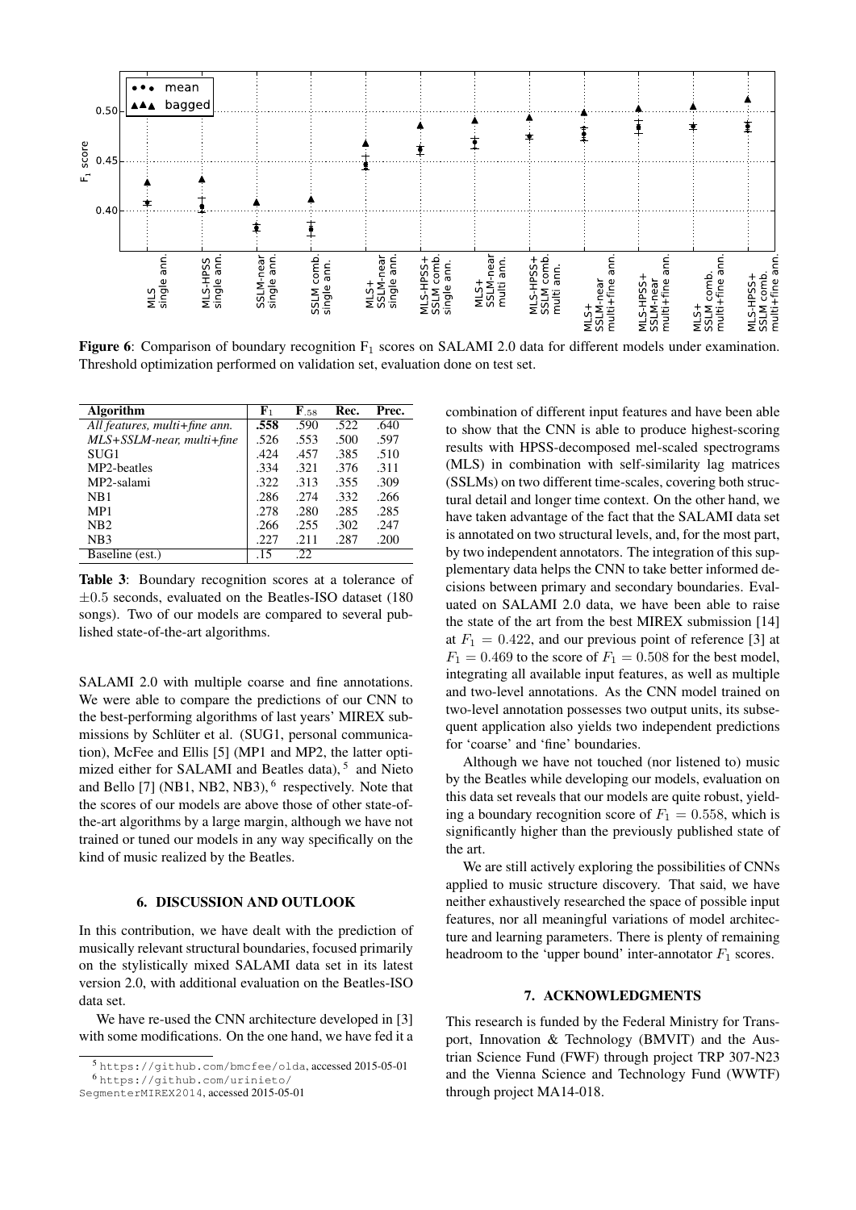**Figure 6**: Comparison of boundary recognition $F_1$ scores on SALAMI 2.0 data for different models under examination. Threshold optimization performed on validation set, evaluation done on test set.

| Algorithm | $F_1$ | $F_{.58}$ | Rec. | Prec. |
|---|---|---|---|---|
| *All features, multi+fine ann.* | **.558** | .590 | .522 | .640 |
| *MLS+SSLM-near, multi+fine* | .526 | .553 | .500 | .597 |
| SUG1 | .424 | .457 | .385 | .510 |
| MP2-beatles | .334 | .321 | .376 | .311 |
| MP2-salami | .322 | .313 | .355 | .309 |
| NB1 | .286 | .274 | .332 | .266 |
| MP1 | .278 | .280 | .285 | .285 |
| NB2 | .266 | .255 | .302 | .247 |
| NB3 | .227 | .211 | .287 | .200 |
| Baseline (est.) | .15 | .22 | | |

**Table 3**: Boundary recognition scores at a tolerance of $\pm 0.5$ seconds, evaluated on the Beatles-ISO dataset (180 songs). Two of our models are compared to several published state-of-the-art algorithms.

SALAMI 2.0 with multiple coarse and fine annotations. We were able to compare the predictions of our CNN to the best-performing algorithms of last years' MIREX submissions by Schlüter et al. (SUG1, personal communication), McFee and Ellis [5] (MP1 and MP2, the latter optimized either for SALAMI and Beatles data), [5] and Nieto and Bello [7] (NB1, NB2, NB3), [6] respectively. Note that the scores of our models are above those of other state-of-the-art algorithms by a large margin, although we have not trained or tuned our models in any way specifically on the kind of music realized by the Beatles.

## 6. DISCUSSION AND OUTLOOK

In this contribution, we have dealt with the prediction of musically relevant structural boundaries, focused primarily on the stylistically mixed SALAMI data set in its latest version 2.0, with additional evaluation on the Beatles-ISO data set.

We have re-used the CNN architecture developed in [3] with some modifications. On the one hand, we have fed it a combination of different input features and have been able to show that the CNN is able to produce highest-scoring results with HPSS-decomposed mel-scaled spectrograms (MLS) in combination with self-similarity lag matrices (SSLMs) on two different time-scales, covering both structural detail and longer time context. On the other hand, we have taken advantage of the fact that the SALAMI data set is annotated on two structural levels, and, for the most part, by two independent annotators. The integration of this supplementary data helps the CNN to take better informed decisions between primary and secondary boundaries. Evaluated on SALAMI 2.0 data, we have been able to raise the state of the art from the best MIREX submission [14] at $F_1 = 0.422$, and our previous point of reference [3] at $F_1 = 0.469$ to the score of $F_1 = 0.508$ for the best model, integrating all available input features, as well as multiple and two-level annotations. As the CNN model trained on two-level annotation possesses two output units, its subsequent application also yields two independent predictions for 'coarse' and 'fine' boundaries.

Although we have not touched (nor listened to) music by the Beatles while developing our models, evaluation on this data set reveals that our models are quite robust, yielding a boundary recognition score of $F_1 = 0.558$, which is significantly higher than the previously published state of the art.

We are still actively exploring the possibilities of CNNs applied to music structure discovery. That said, we have neither exhaustively researched the space of possible input features, nor all meaningful variations of model architecture and learning parameters. There is plenty of remaining headroom to the 'upper bound' inter-annotator $F_1$ scores.

## 7. ACKNOWLEDGMENTS

This research is funded by the Federal Ministry for Transport, Innovation & Technology (BMVIT) and the Austrian Science Fund (FWF) through project TRP 307-N23 and the Vienna Science and Technology Fund (WWTF) through project MA14-018.

[5] https://github.com/bmcfee/olda, accessed 2015-05-01

[6] https://github.com/urinieto/SegmenterMIREX2014, accessed 2015-05-01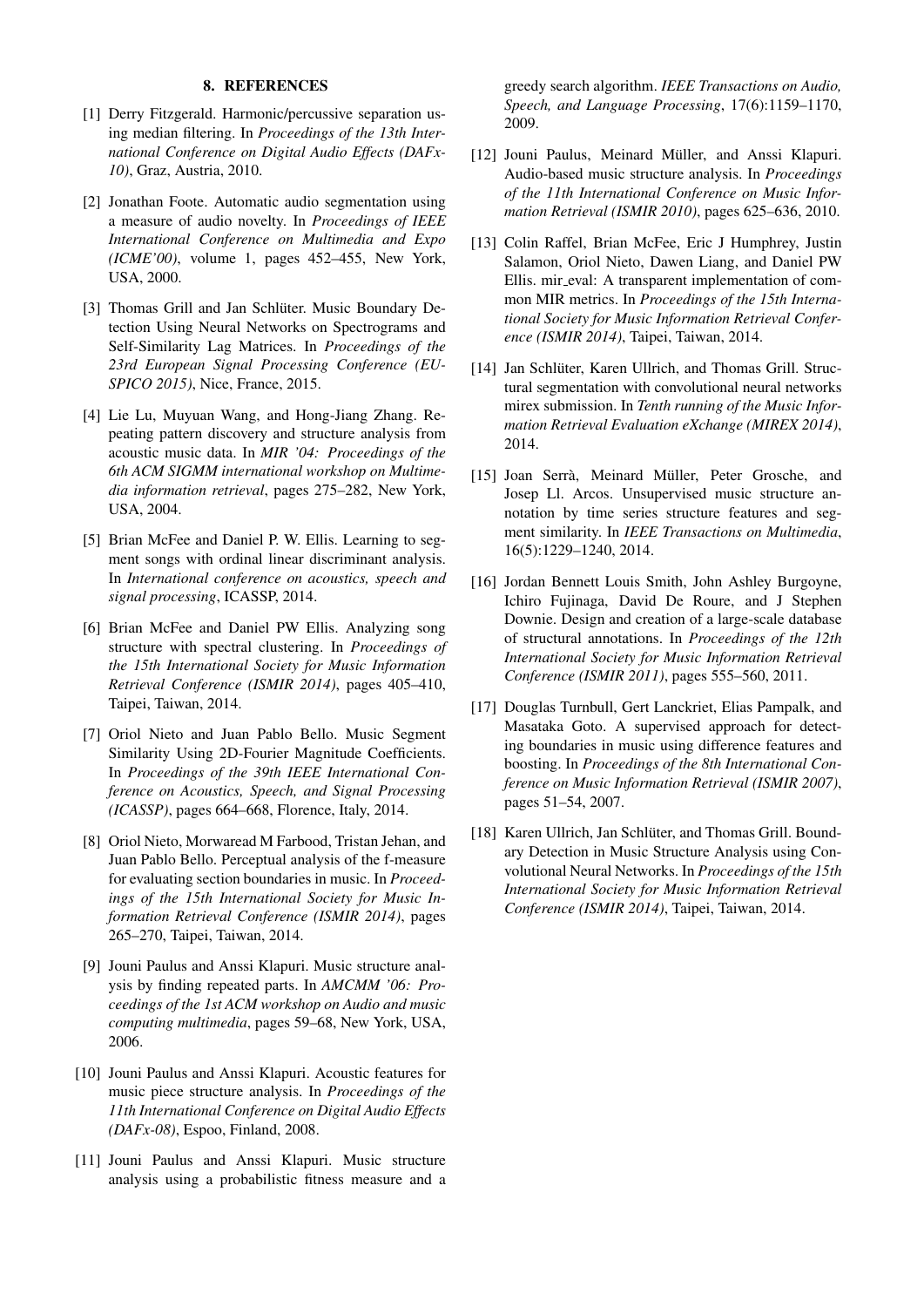## 8. REFERENCES

[1] Derry Fitzgerald. Harmonic/percussive separation using median filtering. In *Proceedings of the 13th International Conference on Digital Audio Effects (DAFx-10)*, Graz, Austria, 2010.

[2] Jonathan Foote. Automatic audio segmentation using a measure of audio novelty. In *Proceedings of IEEE International Conference on Multimedia and Expo (ICME'00)*, volume 1, pages 452–455, New York, USA, 2000.

[3] Thomas Grill and Jan Schlüter. Music Boundary Detection Using Neural Networks on Spectrograms and Self-Similarity Lag Matrices. In *Proceedings of the 23rd European Signal Processing Conference (EUSPICO 2015)*, Nice, France, 2015.

[4] Lie Lu, Muyuan Wang, and Hong-Jiang Zhang. Repeating pattern discovery and structure analysis from acoustic music data. In *MIR '04: Proceedings of the 6th ACM SIGMM international workshop on Multimedia information retrieval*, pages 275–282, New York, USA, 2004.

[5] Brian McFee and Daniel P. W. Ellis. Learning to segment songs with ordinal linear discriminant analysis. In *International conference on acoustics, speech and signal processing*, ICASSP, 2014.

[6] Brian McFee and Daniel PW Ellis. Analyzing song structure with spectral clustering. In *Proceedings of the 15th International Society for Music Information Retrieval Conference (ISMIR 2014)*, pages 405–410, Taipei, Taiwan, 2014.

[7] Oriol Nieto and Juan Pablo Bello. Music Segment Similarity Using 2D-Fourier Magnitude Coefficients. In *Proceedings of the 39th IEEE International Conference on Acoustics, Speech, and Signal Processing (ICASSP)*, pages 664–668, Florence, Italy, 2014.

[8] Oriol Nieto, Morwaread M Farbood, Tristan Jehan, and Juan Pablo Bello. Perceptual analysis of the f-measure for evaluating section boundaries in music. In *Proceedings of the 15th International Society for Music Information Retrieval Conference (ISMIR 2014)*, pages 265–270, Taipei, Taiwan, 2014.

[9] Jouni Paulus and Anssi Klapuri. Music structure analysis by finding repeated parts. In *AMCMM '06: Proceedings of the 1st ACM workshop on Audio and music computing multimedia*, pages 59–68, New York, USA, 2006.

[10] Jouni Paulus and Anssi Klapuri. Acoustic features for music piece structure analysis. In *Proceedings of the 11th International Conference on Digital Audio Effects (DAFx-08)*, Espoo, Finland, 2008.

[11] Jouni Paulus and Anssi Klapuri. Music structure analysis using a probabilistic fitness measure and a greedy search algorithm. *IEEE Transactions on Audio, Speech, and Language Processing*, 17(6):1159–1170, 2009.

[12] Jouni Paulus, Meinard Müller, and Anssi Klapuri. Audio-based music structure analysis. In *Proceedings of the 11th International Conference on Music Information Retrieval (ISMIR 2010)*, pages 625–636, 2010.

[13] Colin Raffel, Brian McFee, Eric J Humphrey, Justin Salamon, Oriol Nieto, Dawen Liang, and Daniel PW Ellis. mir_eval: A transparent implementation of common MIR metrics. In *Proceedings of the 15th International Society for Music Information Retrieval Conference (ISMIR 2014)*, Taipei, Taiwan, 2014.

[14] Jan Schlüter, Karen Ullrich, and Thomas Grill. Structural segmentation with convolutional neural networks mirex submission. In *Tenth running of the Music Information Retrieval Evaluation eXchange (MIREX 2014)*, 2014.

[15] Joan Serrà, Meinard Müller, Peter Grosche, and Josep Ll. Arcos. Unsupervised music structure annotation by time series structure features and segment similarity. In *IEEE Transactions on Multimedia*, 16(5):1229–1240, 2014.

[16] Jordan Bennett Louis Smith, John Ashley Burgoyne, Ichiro Fujinaga, David De Roure, and J Stephen Downie. Design and creation of a large-scale database of structural annotations. In *Proceedings of the 12th International Society for Music Information Retrieval Conference (ISMIR 2011)*, pages 555–560, 2011.

[17] Douglas Turnbull, Gert Lanckriet, Elias Pampalk, and Masataka Goto. A supervised approach for detecting boundaries in music using difference features and boosting. In *Proceedings of the 8th International Conference on Music Information Retrieval (ISMIR 2007)*, pages 51–54, 2007.

[18] Karen Ullrich, Jan Schlüter, and Thomas Grill. Boundary Detection in Music Structure Analysis using Convolutional Neural Networks. In *Proceedings of the 15th International Society for Music Information Retrieval Conference (ISMIR 2014)*, Taipei, Taiwan, 2014.